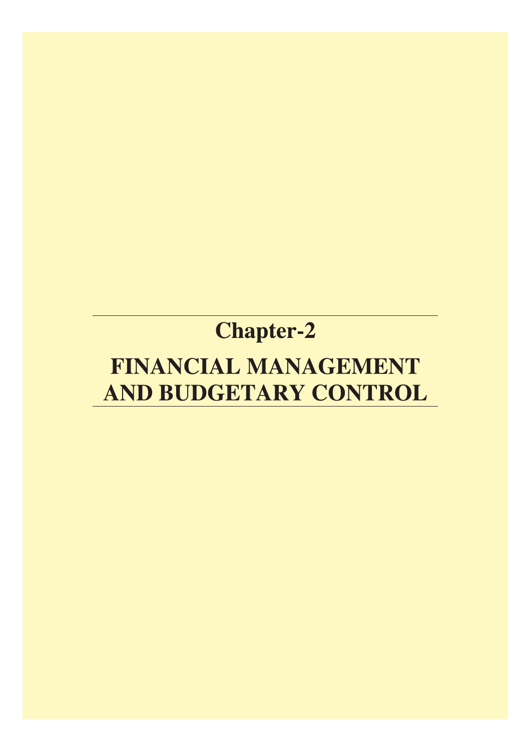# Chapter-2

# FINANCIAL MANAGEMENT AND BUDGETARY CONTROL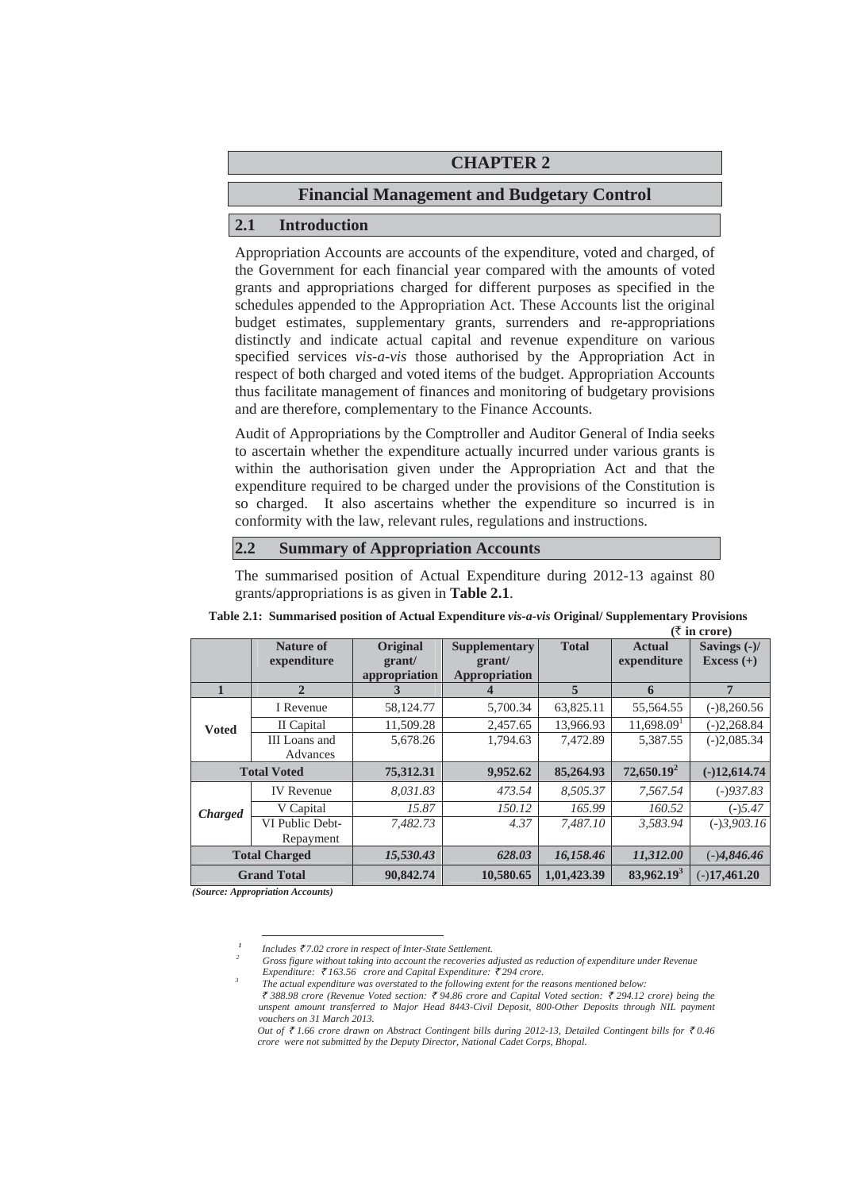# CHAPTER 2

## Financial Management and Budgetary Control

### 2.1 Introduction

Appropriation Accounts are accounts of the expenditure, voted and charged, of the Government for each financial year compared with the amounts of voted grants and appropriations charged for different purposes as specified in the schedules appended to the Appropriation Act. These Accounts list the original budget estimates, supplementary grants, surrenders and re-appropriations distinctly and indicate actual capital and revenue expenditure on various specified services *vis-a-vis* those authorised by the Appropriation Act in respect of both charged and voted items of the budget. Appropriation Accounts thus facilitate management of finances and monitoring of budgetary provisions and are therefore, complementary to the Finance Accounts.

Audit of Appropriations by the Comptroller and Auditor General of India seeks to ascertain whether the expenditure actually incurred under various grants is within the authorisation given under the Appropriation Act and that the expenditure required to be charged under the provisions of the Constitution is so charged. It also ascertains whether the expenditure so incurred is in conformity with the law, relevant rules, regulations and instructions.

### 2.2 Summary of Appropriation Accounts

The summarised position of Actual Expenditure during 2012-13 against 80 grants/appropriations is as given in **Table 2.1**.

**Table 2.1: Summarised position of Actual Expenditure *vis-a-vis* Original/ Supplementary Provisions**

(₹ in crore)

| | Nature of expenditure | Original grant/ appropriation | Supplementary grant/ Appropriation | Total | Actual expenditure | Savings (-)/ Excess (+) |
|---|---|---|---|---|---|---|
| 1 | 2 | 3 | 4 | 5 | 6 | 7 |
| Voted | I Revenue | 58,124.77 | 5,700.34 | 63,825.11 | 55,564.55 | (-)8,260.56 |
| | II Capital | 11,509.28 | 2,457.65 | 13,966.93 | 11,698.09[1] | (-)2,268.84 |
| | III Loans and Advances | 5,678.26 | 1,794.63 | 7,472.89 | 5,387.55 | (-)2,085.34 |
| **Total Voted** | | **75,312.31** | **9,952.62** | **85,264.93** | **72,650.19[2]** | **(-)12,614.74** |
| *Charged* | IV Revenue | *8,031.83* | *473.54* | *8,505.37* | *7,567.54* | (-)*937.83* |
| | V Capital | *15.87* | *150.12* | *165.99* | *160.52* | (-)*5.47* |
| | VI Public Debt-Repayment | *7,482.73* | *4.37* | *7,487.10* | *3,583.94* | (-)*3,903.16* |
| ***Total Charged*** | | ***15,530.43*** | ***628.03*** | ***16,158.46*** | ***11,312.00*** | (-)***4,846.46*** |
| **Grand Total** | | **90,842.74** | **10,580.65** | **1,01,423.39** | **83,962.19[3]** | **(-)17,461.20** |

*(Source: Appropriation Accounts)*

[1] *Includes ₹7.02 crore in respect of Inter-State Settlement.*

[2] *Gross figure without taking into account the recoveries adjusted as reduction of expenditure under Revenue Expenditure: ₹163.56 crore and Capital Expenditure: ₹294 crore.*

[3] *The actual expenditure was overstated to the following extent for the reasons mentioned below:*
*₹388.98 crore (Revenue Voted section: ₹94.86 crore and Capital Voted section: ₹294.12 crore) being the unspent amount transferred to Major Head 8443-Civil Deposit, 800-Other Deposits through NIL payment vouchers on 31 March 2013.*
*Out of ₹1.66 crore drawn on Abstract Contingent bills during 2012-13, Detailed Contingent bills for ₹0.46 crore were not submitted by the Deputy Director, National Cadet Corps, Bhopal.*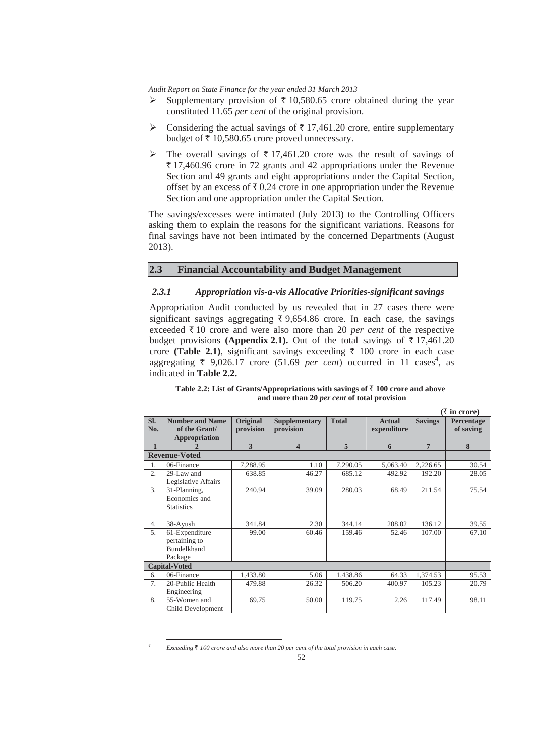- Supplementary provision of ₹ 10,580.65 crore obtained during the year constituted 11.65 *per cent* of the original provision.
- Considering the actual savings of ₹ 17,461.20 crore, entire supplementary budget of ₹ 10,580.65 crore proved unnecessary.
- The overall savings of ₹ 17,461.20 crore was the result of savings of ₹ 17,460.96 crore in 72 grants and 42 appropriations under the Revenue Section and 49 grants and eight appropriations under the Capital Section, offset by an excess of ₹ 0.24 crore in one appropriation under the Revenue Section and one appropriation under the Capital Section.

The savings/excesses were intimated (July 2013) to the Controlling Officers asking them to explain the reasons for the significant variations. Reasons for final savings have not been intimated by the concerned Departments (August 2013).

## 2.3 Financial Accountability and Budget Management

### *2.3.1 Appropriation vis-a-vis Allocative Priorities-significant savings*

Appropriation Audit conducted by us revealed that in 27 cases there were significant savings aggregating ₹ 9,654.86 crore. In each case, the savings exceeded ₹ 10 crore and were also more than 20 *per cent* of the respective budget provisions **(Appendix 2.1).** Out of the total savings of ₹ 17,461.20 crore **(Table 2.1)**, significant savings exceeding ₹ 100 crore in each case aggregating ₹ 9,026.17 crore (51.69 *per cent*) occurred in 11 cases[4], as indicated in **Table 2.2.**

**Table 2.2: List of Grants/Appropriations with savings of ₹ 100 crore and above and more than 20 *per cent* of total provision**

(₹ in crore)

| Sl. No. | Number and Name of the Grant/ Appropriation | Original provision | Supplementary provision | Total | Actual expenditure | Savings | Percentage of saving |
|---|---|---|---|---|---|---|---|
| 1 | 2 | 3 | 4 | 5 | 6 | 7 | 8 |
| **Revenue-Voted** | | | | | | | |
| 1. | 06-Finance | 7,288.95 | 1.10 | 7,290.05 | 5,063.40 | 2,226.65 | 30.54 |
| 2. | 29-Law and Legislative Affairs | 638.85 | 46.27 | 685.12 | 492.92 | 192.20 | 28.05 |
| 3. | 31-Planning, Economics and Statistics | 240.94 | 39.09 | 280.03 | 68.49 | 211.54 | 75.54 |
| 4. | 38-Ayush | 341.84 | 2.30 | 344.14 | 208.02 | 136.12 | 39.55 |
| 5. | 61-Expenditure pertaining to Bundelkhand Package | 99.00 | 60.46 | 159.46 | 52.46 | 107.00 | 67.10 |
| **Capital-Voted** | | | | | | | |
| 6. | 06-Finance | 1,433.80 | 5.06 | 1,438.86 | 64.33 | 1,374.53 | 95.53 |
| 7. | 20-Public Health Engineering | 479.88 | 26.32 | 506.20 | 400.97 | 105.23 | 20.79 |
| 8. | 55-Women and Child Development | 69.75 | 50.00 | 119.75 | 2.26 | 117.49 | 98.11 |

[4] *Exceeding ₹ 100 crore and also more than 20 per cent of the total provision in each case.*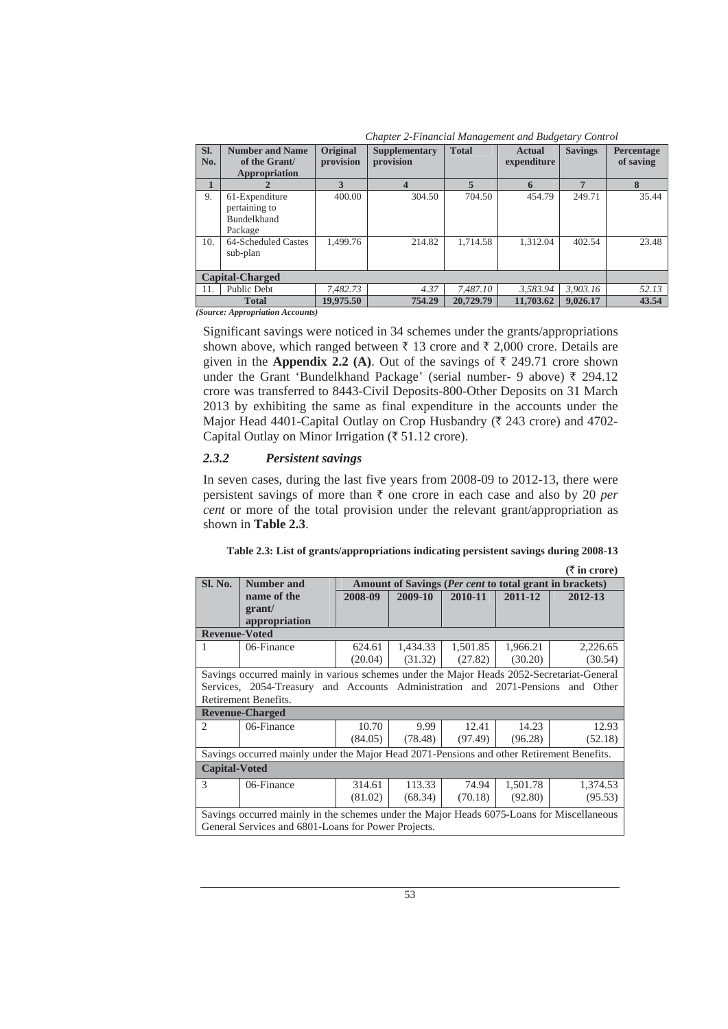| Sl. No. | Number and Name of the Grant/ Appropriation | Original provision | Supplementary provision | Total | Actual expenditure | Savings | Percentage of saving |
|---|---|---|---|---|---|---|---|
| 1 | 2 | 3 | 4 | 5 | 6 | 7 | 8 |
| 9. | 61-Expenditure pertaining to Bundelkhand Package | 400.00 | 304.50 | 704.50 | 454.79 | 249.71 | 35.44 |
| 10. | 64-Scheduled Castes sub-plan | 1,499.76 | 214.82 | 1,714.58 | 1,312.04 | 402.54 | 23.48 |
| **Capital-Charged** | | | | | | | |
| 11. | Public Debt | *7,482.73* | *4.37* | *7,487.10* | *3,583.94* | *3,903.16* | *52.13* |
| | **Total** | **19,975.50** | **754.29** | **20,729.79** | **11,703.62** | **9,026.17** | **43.54** |

*(Source: Appropriation Accounts)*

Significant savings were noticed in 34 schemes under the grants/appropriations shown above, which ranged between ₹ 13 crore and ₹ 2,000 crore. Details are given in the **Appendix 2.2 (A)**. Out of the savings of ₹ 249.71 crore shown under the Grant 'Bundelkhand Package' (serial number- 9 above) ₹ 294.12 crore was transferred to 8443-Civil Deposits-800-Other Deposits on 31 March 2013 by exhibiting the same as final expenditure in the accounts under the Major Head 4401-Capital Outlay on Crop Husbandry (₹ 243 crore) and 4702-Capital Outlay on Minor Irrigation (₹ 51.12 crore).

### *2.3.2 Persistent savings*

In seven cases, during the last five years from 2008-09 to 2012-13, there were persistent savings of more than ₹ one crore in each case and also by 20 *per cent* or more of the total provision under the relevant grant/appropriation as shown in **Table 2.3**.

**Table 2.3: List of grants/appropriations indicating persistent savings during 2008-13**

**(₹ in crore)**

| Sl. No. | Number and name of the grant/ appropriation | Amount of Savings (*Per cent* to total grant in brackets) | | | | |
|---|---|---|---|---|---|---|
| | | 2008-09 | 2009-10 | 2010-11 | 2011-12 | 2012-13 |
| **Revenue-Voted** | | | | | | |
| 1 | 06-Finance | 624.61 (20.04) | 1,434.33 (31.32) | 1,501.85 (27.82) | 1,966.21 (30.20) | 2,226.65 (30.54) |
| Savings occurred mainly in various schemes under the Major Heads 2052-Secretariat-General Services, 2054-Treasury and Accounts Administration and 2071-Pensions and Other Retirement Benefits. | | | | | | |
| **Revenue-Charged** | | | | | | |
| 2 | 06-Finance | 10.70 (84.05) | 9.99 (78.48) | 12.41 (97.49) | 14.23 (96.28) | 12.93 (52.18) |
| Savings occurred mainly under the Major Head 2071-Pensions and other Retirement Benefits. | | | | | | |
| **Capital-Voted** | | | | | | |
| 3 | 06-Finance | 314.61 (81.02) | 113.33 (68.34) | 74.94 (70.18) | 1,501.78 (92.80) | 1,374.53 (95.53) |
| Savings occurred mainly in the schemes under the Major Heads 6075-Loans for Miscellaneous General Services and 6801-Loans for Power Projects. | | | | | | |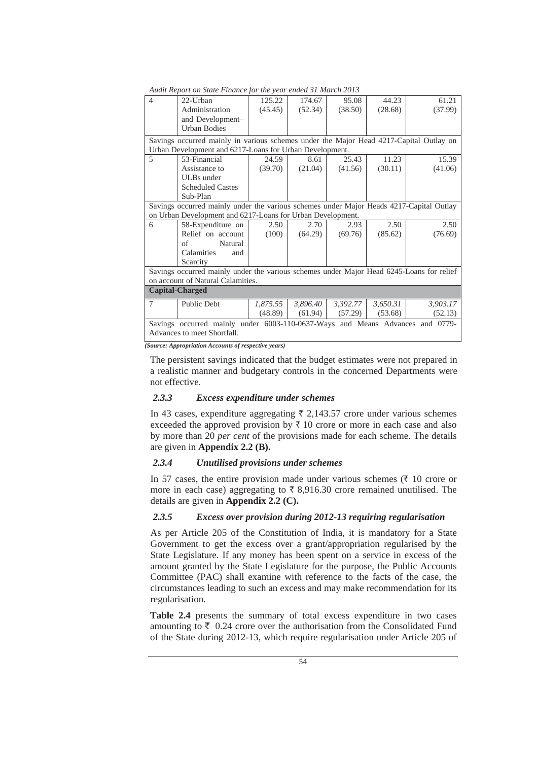| 4 | 22-Urban Administration and Development–Urban Bodies | 125.22 (45.45) | 174.67 (52.34) | 95.08 (38.50) | 44.23 (28.68) | 61.21 (37.99) |
|---|---|---|---|---|---|---|
| Savings occurred mainly in various schemes under the Major Head 4217-Capital Outlay on Urban Development and 6217-Loans for Urban Development. | | | | | | |
| 5 | 53-Financial Assistance to ULBs under Scheduled Castes Sub-Plan | 24.59 (39.70) | 8.61 (21.04) | 25.43 (41.56) | 11.23 (30.11) | 15.39 (41.06) |
| Savings occurred mainly under the various schemes under Major Heads 4217-Capital Outlay on Urban Development and 6217-Loans for Urban Development. | | | | | | |
| 6 | 58-Expenditure on Relief on account of Natural Calamities and Scarcity | 2.50 (100) | 2.70 (64.29) | 2.93 (69.76) | 2.50 (85.62) | 2.50 (76.69) |
| Savings occurred mainly under the various schemes under Major Head 6245-Loans for relief on account of Natural Calamities. | | | | | | |
| **Capital-Charged** | | | | | | |
| 7 | Public Debt | *1,875.55* (48.89) | *3,896.40* (61.94) | *3,392.77* (57.29) | *3,650.31* (53.68) | *3,903.17* (52.13) |
| Savings occurred mainly under 6003-110-0637-Ways and Means Advances and 0779-Advances to meet Shortfall. | | | | | | |

***(Source: Appropriation Accounts of respective years)***

The persistent savings indicated that the budget estimates were not prepared in a realistic manner and budgetary controls in the concerned Departments were not effective.

### *2.3.3 Excess expenditure under schemes*

In 43 cases, expenditure aggregating ₹ 2,143.57 crore under various schemes exceeded the approved provision by ₹ 10 crore or more in each case and also by more than 20 *per cent* of the provisions made for each scheme. The details are given in **Appendix 2.2 (B).**

### *2.3.4 Unutilised provisions under schemes*

In 57 cases, the entire provision made under various schemes (₹ 10 crore or more in each case) aggregating to ₹ 8,916.30 crore remained unutilised. The details are given in **Appendix 2.2 (C).**

### *2.3.5 Excess over provision during 2012-13 requiring regularisation*

As per Article 205 of the Constitution of India, it is mandatory for a State Government to get the excess over a grant/appropriation regularised by the State Legislature. If any money has been spent on a service in excess of the amount granted by the State Legislature for the purpose, the Public Accounts Committee (PAC) shall examine with reference to the facts of the case, the circumstances leading to such an excess and may make recommendation for its regularisation.

**Table 2.4** presents the summary of total excess expenditure in two cases amounting to ₹ 0.24 crore over the authorisation from the Consolidated Fund of the State during 2012-13, which require regularisation under Article 205 of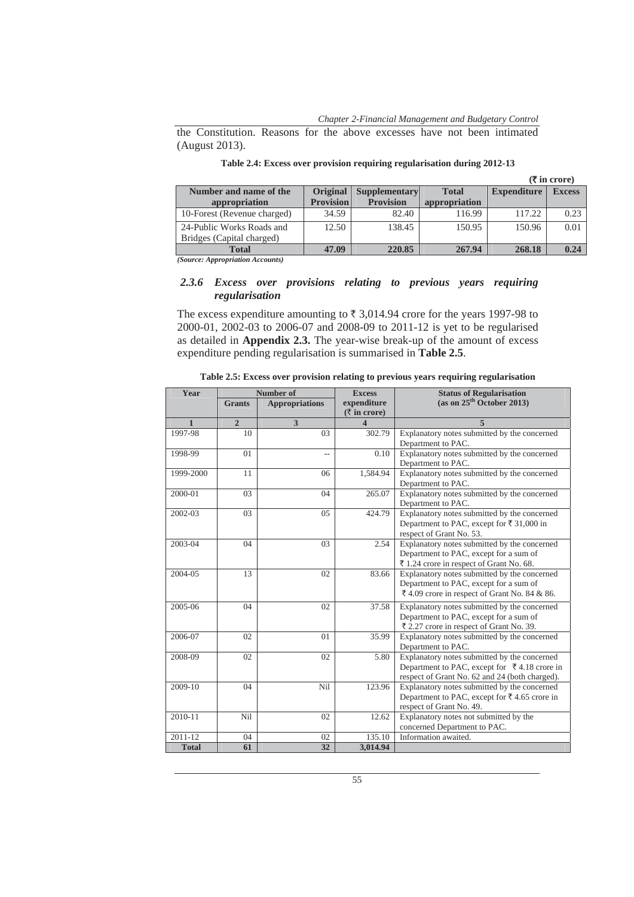the Constitution. Reasons for the above excesses have not been intimated (August 2013).

**Table 2.4: Excess over provision requiring regularisation during 2012-13**

(₹ in crore)

| Number and name of the appropriation | Original Provision | Supplementary Provision | Total appropriation | Expenditure | Excess |
|---|---|---|---|---|---|
| 10-Forest (Revenue charged) | 34.59 | 82.40 | 116.99 | 117.22 | 0.23 |
| 24-Public Works Roads and Bridges (Capital charged) | 12.50 | 138.45 | 150.95 | 150.96 | 0.01 |
| **Total** | **47.09** | **220.85** | **267.94** | **268.18** | **0.24** |

*(Source: Appropriation Accounts)*

### *2.3.6 Excess over provisions relating to previous years requiring regularisation*

The excess expenditure amounting to ₹ 3,014.94 crore for the years 1997-98 to 2000-01, 2002-03 to 2006-07 and 2008-09 to 2011-12 is yet to be regularised as detailed in **Appendix 2.3.** The year-wise break-up of the amount of excess expenditure pending regularisation is summarised in **Table 2.5**.

**Table 2.5: Excess over provision relating to previous years requiring regularisation**

| Year | Number of | | Excess expenditure (₹ in crore) | Status of Regularisation (as on 25th October 2013) |
|---|---|---|---|---|
| | Grants | Appropriations | | |
| 1 | 2 | 3 | 4 | 5 |
| 1997-98 | 10 | 03 | 302.79 | Explanatory notes submitted by the concerned Department to PAC. |
| 1998-99 | 01 | -- | 0.10 | Explanatory notes submitted by the concerned Department to PAC. |
| 1999-2000 | 11 | 06 | 1,584.94 | Explanatory notes submitted by the concerned Department to PAC. |
| 2000-01 | 03 | 04 | 265.07 | Explanatory notes submitted by the concerned Department to PAC. |
| 2002-03 | 03 | 05 | 424.79 | Explanatory notes submitted by the concerned Department to PAC, except for ₹ 31,000 in respect of Grant No. 53. |
| 2003-04 | 04 | 03 | 2.54 | Explanatory notes submitted by the concerned Department to PAC, except for a sum of ₹ 1.24 crore in respect of Grant No. 68. |
| 2004-05 | 13 | 02 | 83.66 | Explanatory notes submitted by the concerned Department to PAC, except for a sum of ₹ 4.09 crore in respect of Grant No. 84 & 86. |
| 2005-06 | 04 | 02 | 37.58 | Explanatory notes submitted by the concerned Department to PAC, except for a sum of ₹ 2.27 crore in respect of Grant No. 39. |
| 2006-07 | 02 | 01 | 35.99 | Explanatory notes submitted by the concerned Department to PAC. |
| 2008-09 | 02 | 02 | 5.80 | Explanatory notes submitted by the concerned Department to PAC, except for ₹ 4.18 crore in respect of Grant No. 62 and 24 (both charged). |
| 2009-10 | 04 | Nil | 123.96 | Explanatory notes submitted by the concerned Department to PAC, except for ₹ 4.65 crore in respect of Grant No. 49. |
| 2010-11 | Nil | 02 | 12.62 | Explanatory notes not submitted by the concerned Department to PAC. |
| 2011-12 | 04 | 02 | 135.10 | Information awaited. |
| **Total** | **61** | **32** | **3,014.94** | |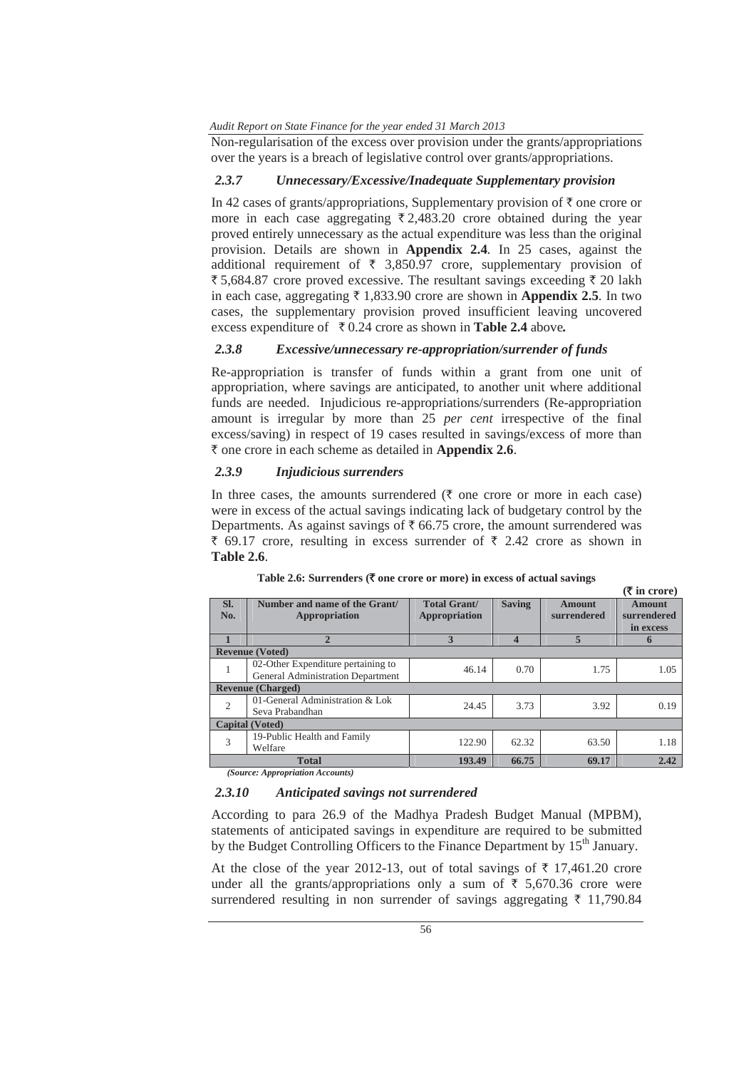Non-regularisation of the excess over provision under the grants/appropriations over the years is a breach of legislative control over grants/appropriations.

### *2.3.7 Unnecessary/Excessive/Inadequate Supplementary provision*

In 42 cases of grants/appropriations, Supplementary provision of ₹ one crore or more in each case aggregating ₹ 2,483.20 crore obtained during the year proved entirely unnecessary as the actual expenditure was less than the original provision. Details are shown in **Appendix 2.4**. In 25 cases, against the additional requirement of ₹ 3,850.97 crore, supplementary provision of ₹ 5,684.87 crore proved excessive. The resultant savings exceeding ₹ 20 lakh in each case, aggregating ₹ 1,833.90 crore are shown in **Appendix 2.5**. In two cases, the supplementary provision proved insufficient leaving uncovered excess expenditure of ₹ 0.24 crore as shown in **Table 2.4** above**.**

### *2.3.8 Excessive/unnecessary re-appropriation/surrender of funds*

Re-appropriation is transfer of funds within a grant from one unit of appropriation, where savings are anticipated, to another unit where additional funds are needed. Injudicious re-appropriations/surrenders (Re-appropriation amount is irregular by more than 25 *per cent* irrespective of the final excess/saving) in respect of 19 cases resulted in savings/excess of more than ₹ one crore in each scheme as detailed in **Appendix 2.6**.

### *2.3.9 Injudicious surrenders*

In three cases, the amounts surrendered (₹ one crore or more in each case) were in excess of the actual savings indicating lack of budgetary control by the Departments. As against savings of ₹ 66.75 crore, the amount surrendered was ₹ 69.17 crore, resulting in excess surrender of ₹ 2.42 crore as shown in **Table 2.6**.

**Table 2.6: Surrenders (₹ one crore or more) in excess of actual savings**

**(₹ in crore)**

| Sl. No. | Number and name of the Grant/ Appropriation | Total Grant/ Appropriation | Saving | Amount surrendered | Amount surrendered in excess |
|---|---|---|---|---|---|
| 1 | 2 | 3 | 4 | 5 | 6 |
| **Revenue (Voted)** | | | | | |
| 1 | 02-Other Expenditure pertaining to General Administration Department | 46.14 | 0.70 | 1.75 | 1.05 |
| **Revenue (Charged)** | | | | | |
| 2 | 01-General Administration & Lok Seva Prabandhan | 24.45 | 3.73 | 3.92 | 0.19 |
| **Capital (Voted)** | | | | | |
| 3 | 19-Public Health and Family Welfare | 122.90 | 62.32 | 63.50 | 1.18 |
| | **Total** | **193.49** | **66.75** | **69.17** | **2.42** |

*(Source: Appropriation Accounts)*

### *2.3.10 Anticipated savings not surrendered*

According to para 26.9 of the Madhya Pradesh Budget Manual (MPBM), statements of anticipated savings in expenditure are required to be submitted by the Budget Controlling Officers to the Finance Department by 15th January.

At the close of the year 2012-13, out of total savings of ₹ 17,461.20 crore under all the grants/appropriations only a sum of ₹ 5,670.36 crore were surrendered resulting in non surrender of savings aggregating ₹ 11,790.84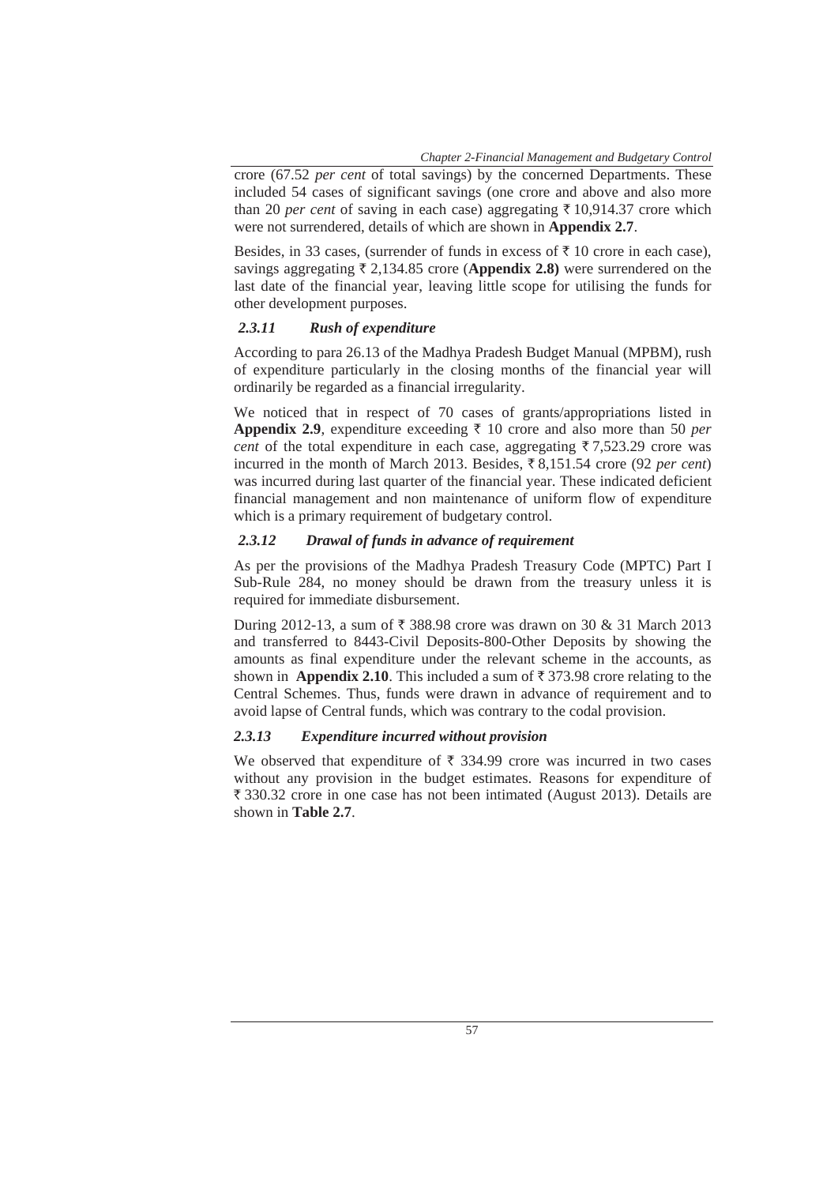crore (67.52 *per cent* of total savings) by the concerned Departments. These included 54 cases of significant savings (one crore and above and also more than 20 *per cent* of saving in each case) aggregating ₹ 10,914.37 crore which were not surrendered, details of which are shown in **Appendix 2.7**.

Besides, in 33 cases, (surrender of funds in excess of ₹ 10 crore in each case), savings aggregating ₹ 2,134.85 crore (**Appendix 2.8)** were surrendered on the last date of the financial year, leaving little scope for utilising the funds for other development purposes.

### *2.3.11 Rush of expenditure*

According to para 26.13 of the Madhya Pradesh Budget Manual (MPBM), rush of expenditure particularly in the closing months of the financial year will ordinarily be regarded as a financial irregularity.

We noticed that in respect of 70 cases of grants/appropriations listed in **Appendix 2.9**, expenditure exceeding ₹ 10 crore and also more than 50 *per cent* of the total expenditure in each case, aggregating ₹ 7,523.29 crore was incurred in the month of March 2013. Besides, ₹ 8,151.54 crore (92 *per cent*) was incurred during last quarter of the financial year. These indicated deficient financial management and non maintenance of uniform flow of expenditure which is a primary requirement of budgetary control.

### *2.3.12 Drawal of funds in advance of requirement*

As per the provisions of the Madhya Pradesh Treasury Code (MPTC) Part I Sub-Rule 284, no money should be drawn from the treasury unless it is required for immediate disbursement.

During 2012-13, a sum of ₹ 388.98 crore was drawn on 30 & 31 March 2013 and transferred to 8443-Civil Deposits-800-Other Deposits by showing the amounts as final expenditure under the relevant scheme in the accounts, as shown in **Appendix 2.10**. This included a sum of ₹ 373.98 crore relating to the Central Schemes. Thus, funds were drawn in advance of requirement and to avoid lapse of Central funds, which was contrary to the codal provision.

### *2.3.13 Expenditure incurred without provision*

We observed that expenditure of ₹ 334.99 crore was incurred in two cases without any provision in the budget estimates. Reasons for expenditure of ₹ 330.32 crore in one case has not been intimated (August 2013). Details are shown in **Table 2.7**.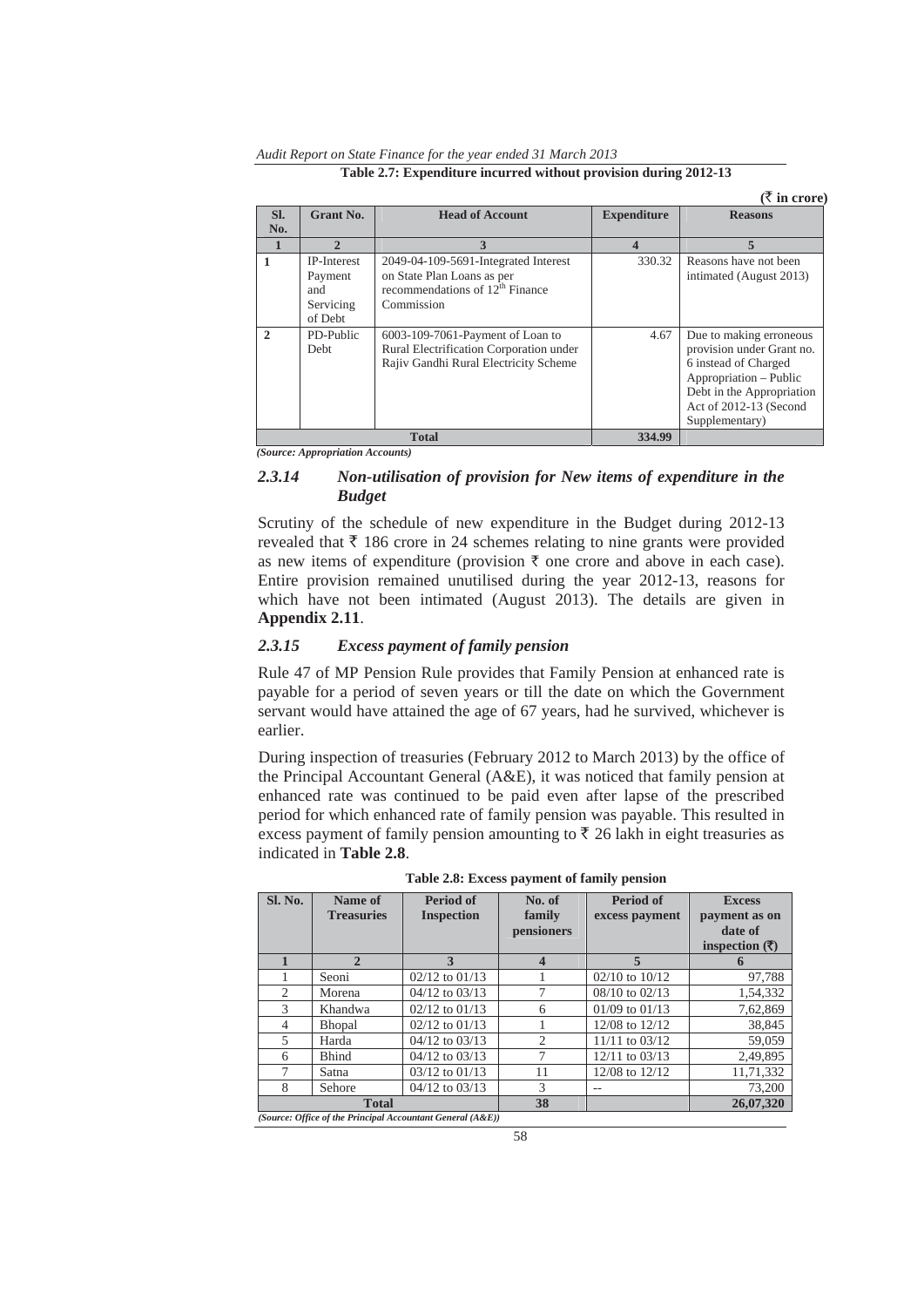**Table 2.7: Expenditure incurred without provision during 2012-13**

(₹ in crore)

| Sl. No. | Grant No. | Head of Account | Expenditure | Reasons |
|---|---|---|---|---|
| 1 | 2 | 3 | 4 | 5 |
| 1 | IP-Interest Payment and Servicing of Debt | 2049-04-109-5691-Integrated Interest on State Plan Loans as per recommendations of 12th Finance Commission | 330.32 | Reasons have not been intimated (August 2013) |
| 2 | PD-Public Debt | 6003-109-7061-Payment of Loan to Rural Electrification Corporation under Rajiv Gandhi Rural Electricity Scheme | 4.67 | Due to making erroneous provision under Grant no. 6 instead of Charged Appropriation – Public Debt in the Appropriation Act of 2012-13 (Second Supplementary) |
| | | **Total** | **334.99** | |

*(Source: Appropriation Accounts)*

### *2.3.14 Non-utilisation of provision for New items of expenditure in the Budget*

Scrutiny of the schedule of new expenditure in the Budget during 2012-13 revealed that ₹ 186 crore in 24 schemes relating to nine grants were provided as new items of expenditure (provision ₹ one crore and above in each case). Entire provision remained unutilised during the year 2012-13, reasons for which have not been intimated (August 2013). The details are given in **Appendix 2.11**.

### *2.3.15 Excess payment of family pension*

Rule 47 of MP Pension Rule provides that Family Pension at enhanced rate is payable for a period of seven years or till the date on which the Government servant would have attained the age of 67 years, had he survived, whichever is earlier.

During inspection of treasuries (February 2012 to March 2013) by the office of the Principal Accountant General (A&E), it was noticed that family pension at enhanced rate was continued to be paid even after lapse of the prescribed period for which enhanced rate of family pension was payable. This resulted in excess payment of family pension amounting to ₹ 26 lakh in eight treasuries as indicated in **Table 2.8**.

**Table 2.8: Excess payment of family pension**

| Sl. No. | Name of Treasuries | Period of Inspection | No. of family pensioners | Period of excess payment | Excess payment as on date of inspection (₹) |
|---|---|---|---|---|---|
| 1 | 2 | 3 | 4 | 5 | 6 |
| 1 | Seoni | 02/12 to 01/13 | 1 | 02/10 to 10/12 | 97,788 |
| 2 | Morena | 04/12 to 03/13 | 7 | 08/10 to 02/13 | 1,54,332 |
| 3 | Khandwa | 02/12 to 01/13 | 6 | 01/09 to 01/13 | 7,62,869 |
| 4 | Bhopal | 02/12 to 01/13 | 1 | 12/08 to 12/12 | 38,845 |
| 5 | Harda | 04/12 to 03/13 | 2 | 11/11 to 03/12 | 59,059 |
| 6 | Bhind | 04/12 to 03/13 | 7 | 12/11 to 03/13 | 2,49,895 |
| 7 | Satna | 03/12 to 01/13 | 11 | 12/08 to 12/12 | 11,71,332 |
| 8 | Sehore | 04/12 to 03/13 | 3 | -- | 73,200 |
| | **Total** | | **38** | | **26,07,320** |

*(Source: Office of the Principal Accountant General (A&E))*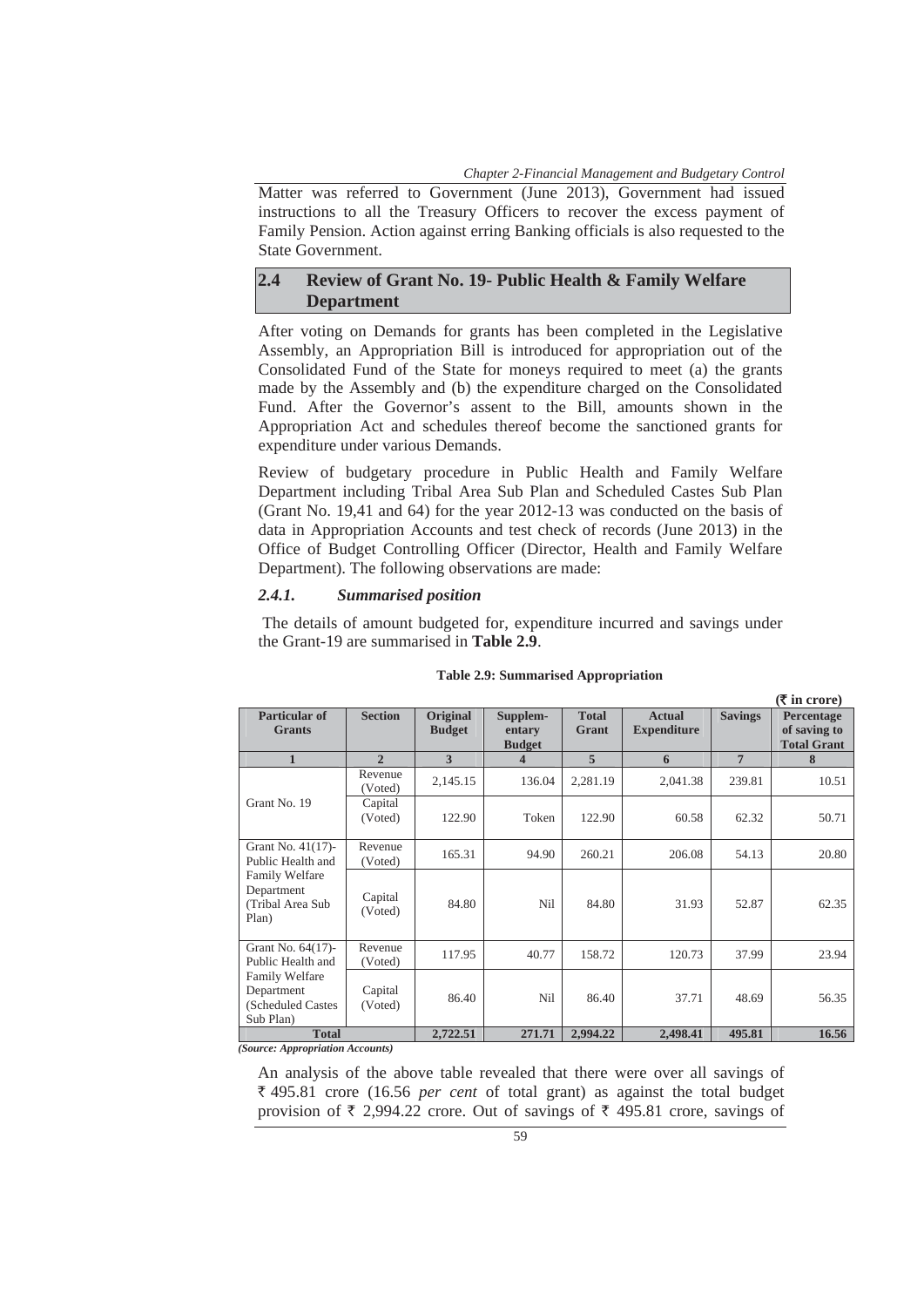Matter was referred to Government (June 2013), Government had issued instructions to all the Treasury Officers to recover the excess payment of Family Pension. Action against erring Banking officials is also requested to the State Government.

## 2.4 Review of Grant No. 19- Public Health & Family Welfare Department

After voting on Demands for grants has been completed in the Legislative Assembly, an Appropriation Bill is introduced for appropriation out of the Consolidated Fund of the State for moneys required to meet (a) the grants made by the Assembly and (b) the expenditure charged on the Consolidated Fund. After the Governor's assent to the Bill, amounts shown in the Appropriation Act and schedules thereof become the sanctioned grants for expenditure under various Demands.

Review of budgetary procedure in Public Health and Family Welfare Department including Tribal Area Sub Plan and Scheduled Castes Sub Plan (Grant No. 19,41 and 64) for the year 2012-13 was conducted on the basis of data in Appropriation Accounts and test check of records (June 2013) in the Office of Budget Controlling Officer (Director, Health and Family Welfare Department). The following observations are made:

### *2.4.1. Summarised position*

The details of amount budgeted for, expenditure incurred and savings under the Grant-19 are summarised in **Table 2.9**.

**Table 2.9: Summarised Appropriation**

(₹ in crore)

| Particular of Grants | Section | Original Budget | Supplementary Budget | Total Grant | Actual Expenditure | Savings | Percentage of saving to Total Grant |
|---|---|---|---|---|---|---|---|
| 1 | 2 | 3 | 4 | 5 | 6 | 7 | 8 |
| Grant No. 19 | Revenue (Voted) | 2,145.15 | 136.04 | 2,281.19 | 2,041.38 | 239.81 | 10.51 |
| | Capital (Voted) | 122.90 | Token | 122.90 | 60.58 | 62.32 | 50.71 |
| Grant No. 41(17)- Public Health and Family Welfare Department (Tribal Area Sub Plan) | Revenue (Voted) | 165.31 | 94.90 | 260.21 | 206.08 | 54.13 | 20.80 |
| | Capital (Voted) | 84.80 | Nil | 84.80 | 31.93 | 52.87 | 62.35 |
| Grant No. 64(17)- Public Health and Family Welfare Department (Scheduled Castes Sub Plan) | Revenue (Voted) | 117.95 | 40.77 | 158.72 | 120.73 | 37.99 | 23.94 |
| | Capital (Voted) | 86.40 | Nil | 86.40 | 37.71 | 48.69 | 56.35 |
| **Total** | | **2,722.51** | **271.71** | **2,994.22** | **2,498.41** | **495.81** | **16.56** |

*(Source: Appropriation Accounts)*

An analysis of the above table revealed that there were over all savings of ₹ 495.81 crore (16.56 *per cent* of total grant) as against the total budget provision of ₹ 2,994.22 crore. Out of savings of ₹ 495.81 crore, savings of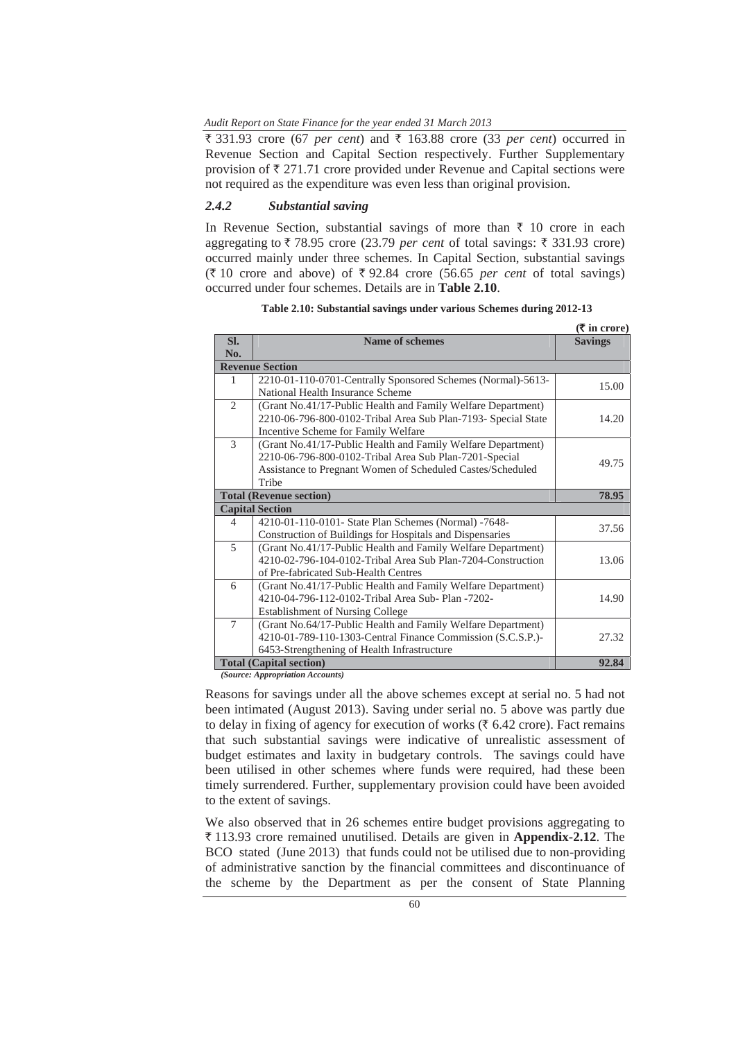₹ 331.93 crore (67 *per cent*) and ₹ 163.88 crore (33 *per cent*) occurred in Revenue Section and Capital Section respectively. Further Supplementary provision of ₹ 271.71 crore provided under Revenue and Capital sections were not required as the expenditure was even less than original provision.

### *2.4.2 Substantial saving*

In Revenue Section, substantial savings of more than ₹ 10 crore in each aggregating to ₹ 78.95 crore (23.79 *per cent* of total savings: ₹ 331.93 crore) occurred mainly under three schemes. In Capital Section, substantial savings (₹ 10 crore and above) of ₹ 92.84 crore (56.65 *per cent* of total savings) occurred under four schemes. Details are in **Table 2.10**.

**Table 2.10: Substantial savings under various Schemes during 2012-13**

**(₹ in crore)**

| Sl. No. | Name of schemes | Savings |
|---|---|---|
| **Revenue Section** | | |
| 1 | 2210-01-110-0701-Centrally Sponsored Schemes (Normal)-5613-National Health Insurance Scheme | 15.00 |
| 2 | (Grant No.41/17-Public Health and Family Welfare Department) 2210-06-796-800-0102-Tribal Area Sub Plan-7193- Special State Incentive Scheme for Family Welfare | 14.20 |
| 3 | (Grant No.41/17-Public Health and Family Welfare Department) 2210-06-796-800-0102-Tribal Area Sub Plan-7201-Special Assistance to Pregnant Women of Scheduled Castes/Scheduled Tribe | 49.75 |
| **Total (Revenue section)** | | **78.95** |
| **Capital Section** | | |
| 4 | 4210-01-110-0101- State Plan Schemes (Normal) -7648-Construction of Buildings for Hospitals and Dispensaries | 37.56 |
| 5 | (Grant No.41/17-Public Health and Family Welfare Department) 4210-02-796-104-0102-Tribal Area Sub Plan-7204-Construction of Pre-fabricated Sub-Health Centres | 13.06 |
| 6 | (Grant No.41/17-Public Health and Family Welfare Department) 4210-04-796-112-0102-Tribal Area Sub- Plan -7202-Establishment of Nursing College | 14.90 |
| 7 | (Grant No.64/17-Public Health and Family Welfare Department) 4210-01-789-110-1303-Central Finance Commission (S.C.S.P.)-6453-Strengthening of Health Infrastructure | 27.32 |
| **Total (Capital section)** | | **92.84** |

*(Source: Appropriation Accounts)*

Reasons for savings under all the above schemes except at serial no. 5 had not been intimated (August 2013). Saving under serial no. 5 above was partly due to delay in fixing of agency for execution of works (₹ 6.42 crore). Fact remains that such substantial savings were indicative of unrealistic assessment of budget estimates and laxity in budgetary controls. The savings could have been utilised in other schemes where funds were required, had these been timely surrendered. Further, supplementary provision could have been avoided to the extent of savings.

We also observed that in 26 schemes entire budget provisions aggregating to ₹ 113.93 crore remained unutilised. Details are given in **Appendix-2.12**. The BCO stated (June 2013) that funds could not be utilised due to non-providing of administrative sanction by the financial committees and discontinuance of the scheme by the Department as per the consent of State Planning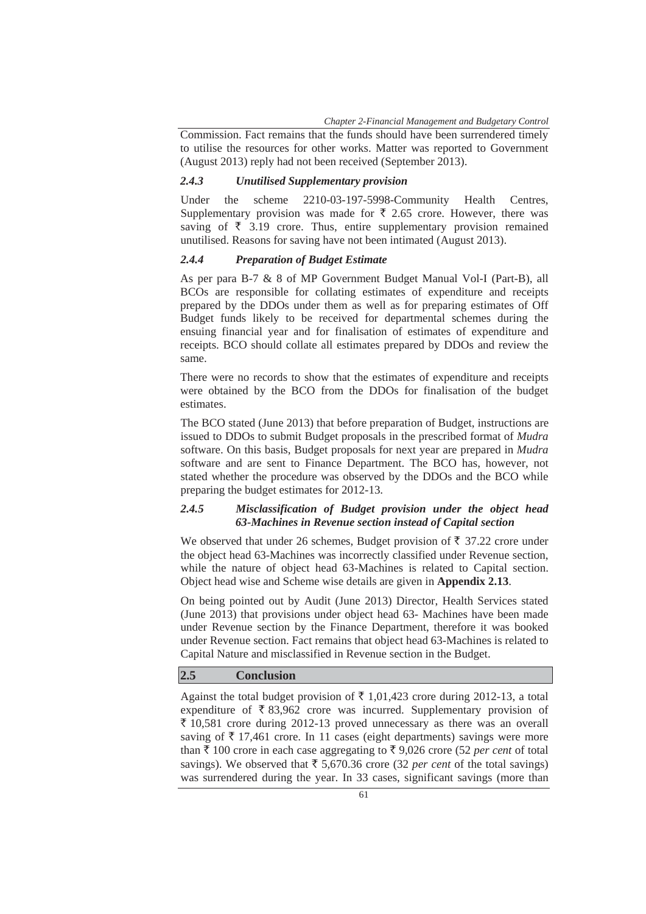Commission. Fact remains that the funds should have been surrendered timely to utilise the resources for other works. Matter was reported to Government (August 2013) reply had not been received (September 2013).

### *2.4.3 Unutilised Supplementary provision*

Under the scheme 2210-03-197-5998-Community Health Centres, Supplementary provision was made for ₹ 2.65 crore. However, there was saving of ₹ 3.19 crore. Thus, entire supplementary provision remained unutilised. Reasons for saving have not been intimated (August 2013).

### *2.4.4 Preparation of Budget Estimate*

As per para B-7 & 8 of MP Government Budget Manual Vol-I (Part-B), all BCOs are responsible for collating estimates of expenditure and receipts prepared by the DDOs under them as well as for preparing estimates of Off Budget funds likely to be received for departmental schemes during the ensuing financial year and for finalisation of estimates of expenditure and receipts. BCO should collate all estimates prepared by DDOs and review the same.

There were no records to show that the estimates of expenditure and receipts were obtained by the BCO from the DDOs for finalisation of the budget estimates.

The BCO stated (June 2013) that before preparation of Budget, instructions are issued to DDOs to submit Budget proposals in the prescribed format of *Mudra* software. On this basis, Budget proposals for next year are prepared in *Mudra* software and are sent to Finance Department. The BCO has, however, not stated whether the procedure was observed by the DDOs and the BCO while preparing the budget estimates for 2012-13.

### *2.4.5 Misclassification of Budget provision under the object head 63-Machines in Revenue section instead of Capital section*

We observed that under 26 schemes, Budget provision of ₹ 37.22 crore under the object head 63-Machines was incorrectly classified under Revenue section, while the nature of object head 63-Machines is related to Capital section. Object head wise and Scheme wise details are given in **Appendix 2.13**.

On being pointed out by Audit (June 2013) Director, Health Services stated (June 2013) that provisions under object head 63- Machines have been made under Revenue section by the Finance Department, therefore it was booked under Revenue section. Fact remains that object head 63-Machines is related to Capital Nature and misclassified in Revenue section in the Budget.

## 2.5 Conclusion

Against the total budget provision of ₹ 1,01,423 crore during 2012-13, a total expenditure of ₹ 83,962 crore was incurred. Supplementary provision of ₹ 10,581 crore during 2012-13 proved unnecessary as there was an overall saving of ₹ 17,461 crore. In 11 cases (eight departments) savings were more than ₹ 100 crore in each case aggregating to ₹ 9,026 crore (52 *per cent* of total savings). We observed that ₹ 5,670.36 crore (32 *per cent* of the total savings) was surrendered during the year. In 33 cases, significant savings (more than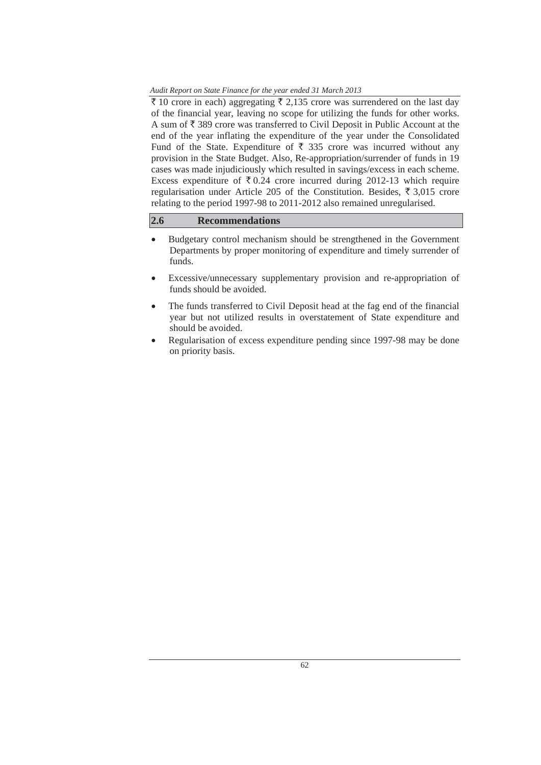₹ 10 crore in each) aggregating ₹ 2,135 crore was surrendered on the last day of the financial year, leaving no scope for utilizing the funds for other works. A sum of ₹ 389 crore was transferred to Civil Deposit in Public Account at the end of the year inflating the expenditure of the year under the Consolidated Fund of the State. Expenditure of ₹ 335 crore was incurred without any provision in the State Budget. Also, Re-appropriation/surrender of funds in 19 cases was made injudiciously which resulted in savings/excess in each scheme. Excess expenditure of ₹ 0.24 crore incurred during 2012-13 which require regularisation under Article 205 of the Constitution. Besides, ₹ 3,015 crore relating to the period 1997-98 to 2011-2012 also remained unregularised.

## 2.6 Recommendations

- Budgetary control mechanism should be strengthened in the Government Departments by proper monitoring of expenditure and timely surrender of funds.
- Excessive/unnecessary supplementary provision and re-appropriation of funds should be avoided.
- The funds transferred to Civil Deposit head at the fag end of the financial year but not utilized results in overstatement of State expenditure and should be avoided.
- Regularisation of excess expenditure pending since 1997-98 may be done on priority basis.